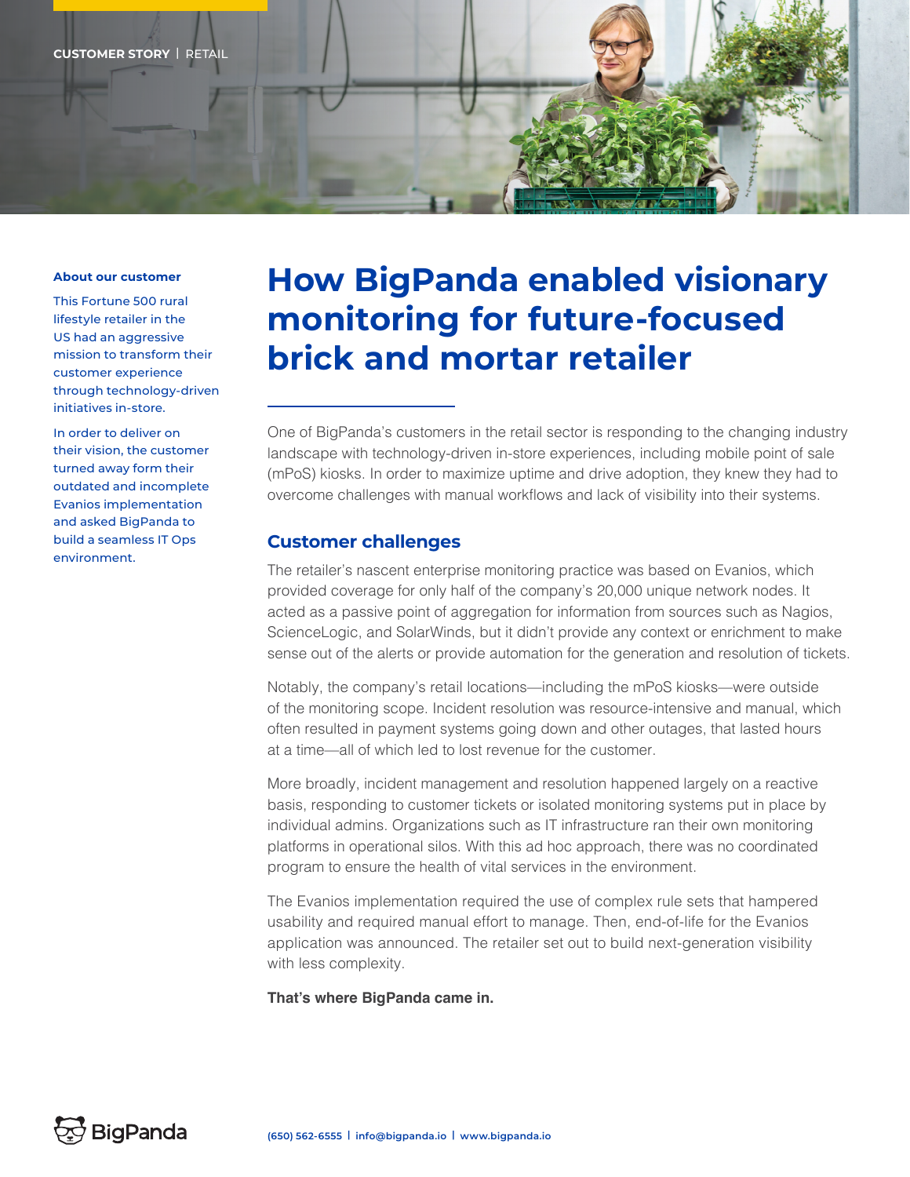CUSTOMER STORY | RETAIL

# How BigPanda enabled visionary monitoring for future-focused brick and mortar retailer

**About our customer**

This Fortune 500 rural lifestyle retailer in the US had an aggressive mission to transform their customer experience through technology-driven initiatives in-store.

In order to deliver on their vision, the customer turned away form their outdated and incomplete Evanios implementation and asked BigPanda to build a seamless IT Ops environment.

One of BigPanda's customers in the retail sector is responding to the changing industry landscape with technology-driven in-store experiences, including mobile point of sale (mPoS) kiosks. In order to maximize uptime and drive adoption, they knew they had to overcome challenges with manual workflows and lack of visibility into their systems.

## Customer challenges

The retailer's nascent enterprise monitoring practice was based on Evanios, which provided coverage for only half of the company's 20,000 unique network nodes. It acted as a passive point of aggregation for information from sources such as Nagios, ScienceLogic, and SolarWinds, but it didn't provide any context or enrichment to make sense out of the alerts or provide automation for the generation and resolution of tickets.

Notably, the company's retail locations—including the mPoS kiosks—were outside of the monitoring scope. Incident resolution was resource-intensive and manual, which often resulted in payment systems going down and other outages, that lasted hours at a time—all of which led to lost revenue for the customer.

More broadly, incident management and resolution happened largely on a reactive basis, responding to customer tickets or isolated monitoring systems put in place by individual admins. Organizations such as IT infrastructure ran their own monitoring platforms in operational silos. With this ad hoc approach, there was no coordinated program to ensure the health of vital services in the environment.

The Evanios implementation required the use of complex rule sets that hampered usability and required manual effort to manage. Then, end-of-life for the Evanios application was announced. The retailer set out to build next-generation visibility with less complexity.

**That's where BigPanda came in.**

BigPanda

(650) 562-6555 | info@bigpanda.io | www.bigpanda.io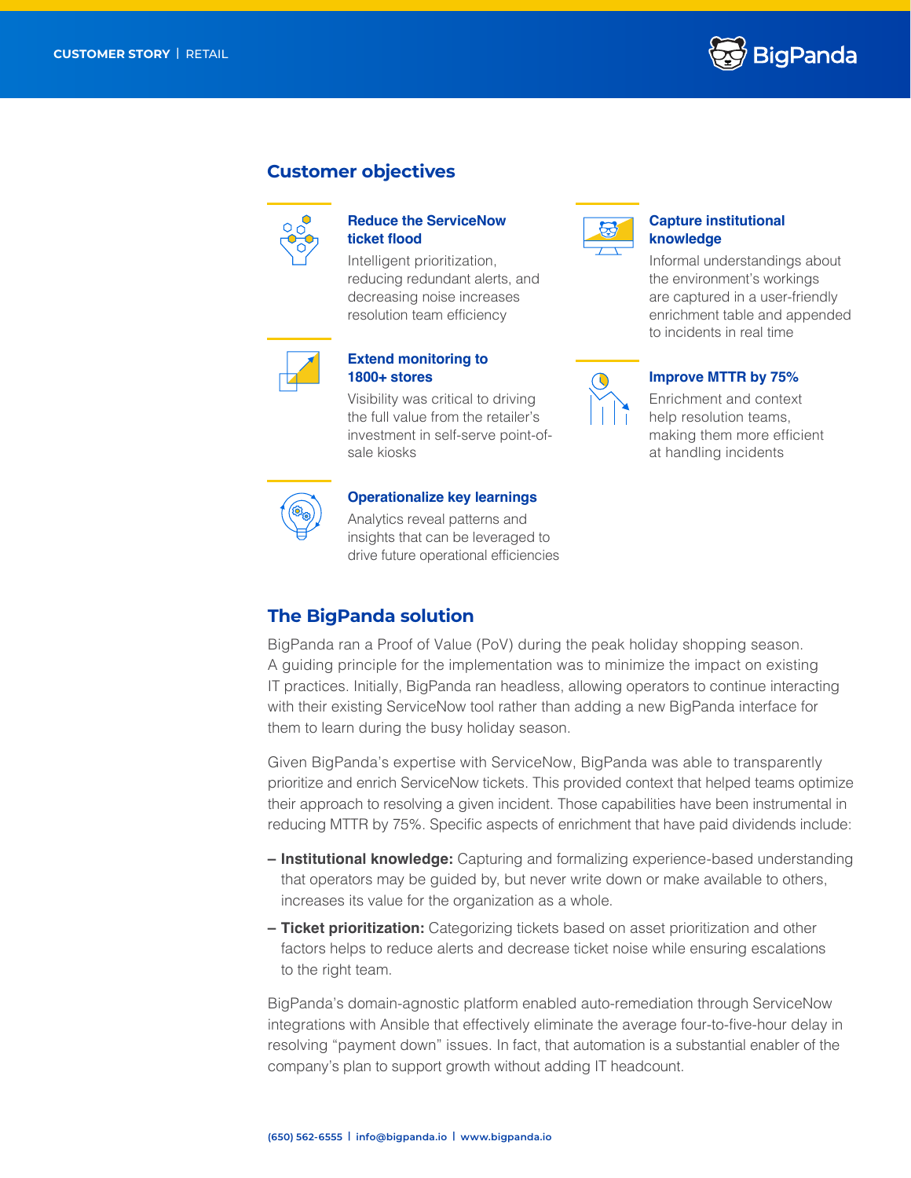CUSTOMER STORY | RETAIL

## Customer objectives

### Reduce the ServiceNow ticket flood

Intelligent prioritization, reducing redundant alerts, and decreasing noise increases resolution team efficiency

### Extend monitoring to 1800+ stores

Visibility was critical to driving the full value from the retailer's investment in self-serve point-of-sale kiosks

### Operationalize key learnings

Analytics reveal patterns and insights that can be leveraged to drive future operational efficiencies

### Capture institutional knowledge

Informal understandings about the environment's workings are captured in a user-friendly enrichment table and appended to incidents in real time

### Improve MTTR by 75%

Enrichment and context help resolution teams, making them more efficient at handling incidents

## The BigPanda solution

BigPanda ran a Proof of Value (PoV) during the peak holiday shopping season. A guiding principle for the implementation was to minimize the impact on existing IT practices. Initially, BigPanda ran headless, allowing operators to continue interacting with their existing ServiceNow tool rather than adding a new BigPanda interface for them to learn during the busy holiday season.

Given BigPanda's expertise with ServiceNow, BigPanda was able to transparently prioritize and enrich ServiceNow tickets. This provided context that helped teams optimize their approach to resolving a given incident. Those capabilities have been instrumental in reducing MTTR by 75%. Specific aspects of enrichment that have paid dividends include:

- **Institutional knowledge:** Capturing and formalizing experience-based understanding that operators may be guided by, but never write down or make available to others, increases its value for the organization as a whole.
- **Ticket prioritization:** Categorizing tickets based on asset prioritization and other factors helps to reduce alerts and decrease ticket noise while ensuring escalations to the right team.

BigPanda's domain-agnostic platform enabled auto-remediation through ServiceNow integrations with Ansible that effectively eliminate the average four-to-five-hour delay in resolving "payment down" issues. In fact, that automation is a substantial enabler of the company's plan to support growth without adding IT headcount.

(650) 562-6555 | info@bigpanda.io | www.bigpanda.io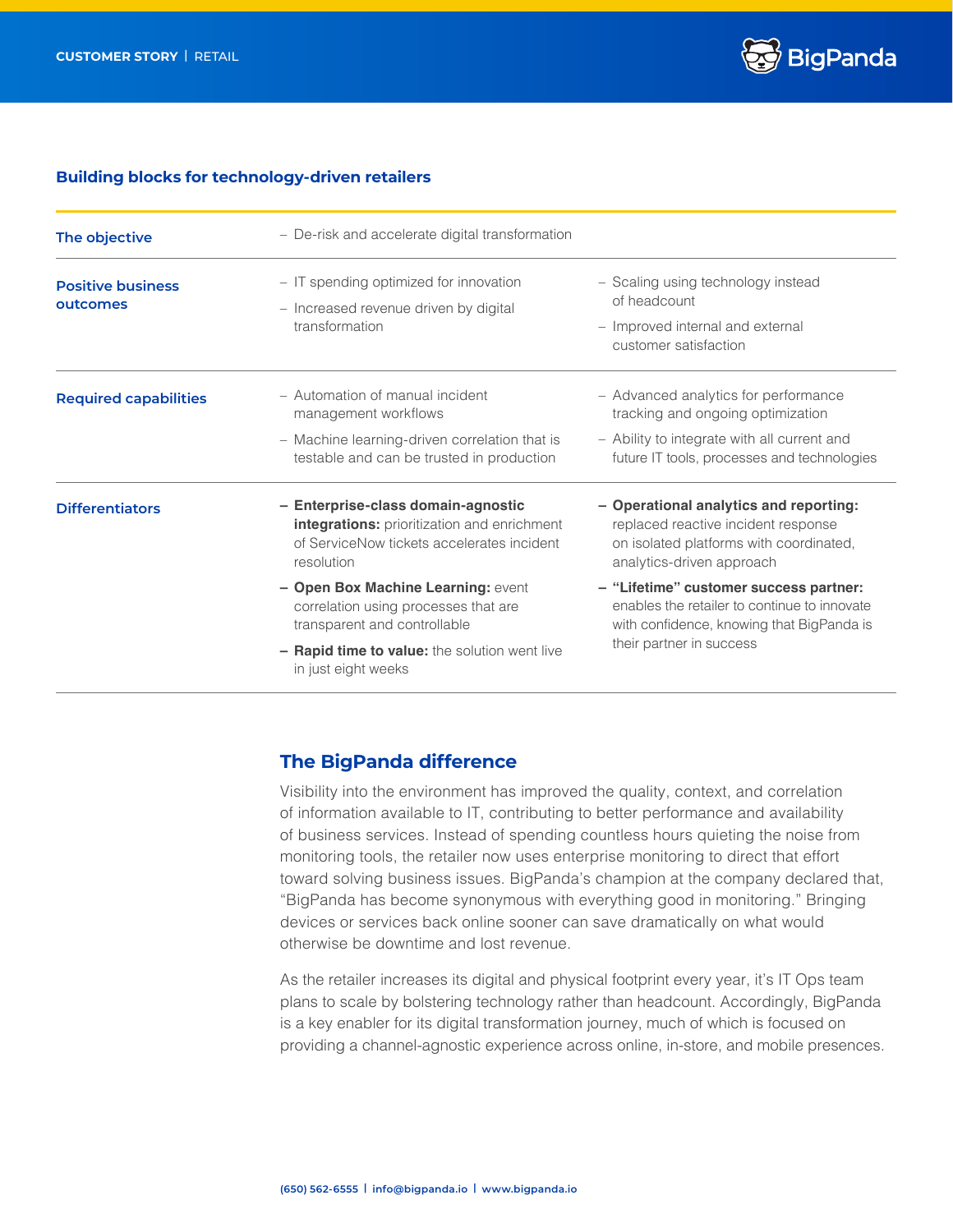## Building blocks for technology-driven retailers

| | | |
|---|---|---|
| **The objective** | – De-risk and accelerate digital transformation | |
| **Positive business outcomes** | – IT spending optimized for innovation<br>– Increased revenue driven by digital transformation | – Scaling using technology instead of headcount<br>– Improved internal and external customer satisfaction |
| **Required capabilities** | – Automation of manual incident management workflows<br>– Machine learning-driven correlation that is testable and can be trusted in production | – Advanced analytics for performance tracking and ongoing optimization<br>– Ability to integrate with all current and future IT tools, processes and technologies |
| **Differentiators** | – **Enterprise-class domain-agnostic integrations:** prioritization and enrichment of ServiceNow tickets accelerates incident resolution<br>– **Open Box Machine Learning:** event correlation using processes that are transparent and controllable<br>– **Rapid time to value:** the solution went live in just eight weeks | – **Operational analytics and reporting:** replaced reactive incident response on isolated platforms with coordinated, analytics-driven approach<br>– **"Lifetime" customer success partner:** enables the retailer to continue to innovate with confidence, knowing that BigPanda is their partner in success |

## The BigPanda difference

Visibility into the environment has improved the quality, context, and correlation of information available to IT, contributing to better performance and availability of business services. Instead of spending countless hours quieting the noise from monitoring tools, the retailer now uses enterprise monitoring to direct that effort toward solving business issues. BigPanda's champion at the company declared that, "BigPanda has become synonymous with everything good in monitoring." Bringing devices or services back online sooner can save dramatically on what would otherwise be downtime and lost revenue.

As the retailer increases its digital and physical footprint every year, it's IT Ops team plans to scale by bolstering technology rather than headcount. Accordingly, BigPanda is a key enabler for its digital transformation journey, much of which is focused on providing a channel-agnostic experience across online, in-store, and mobile presences.

(650) 562-6555 | info@bigpanda.io | www.bigpanda.io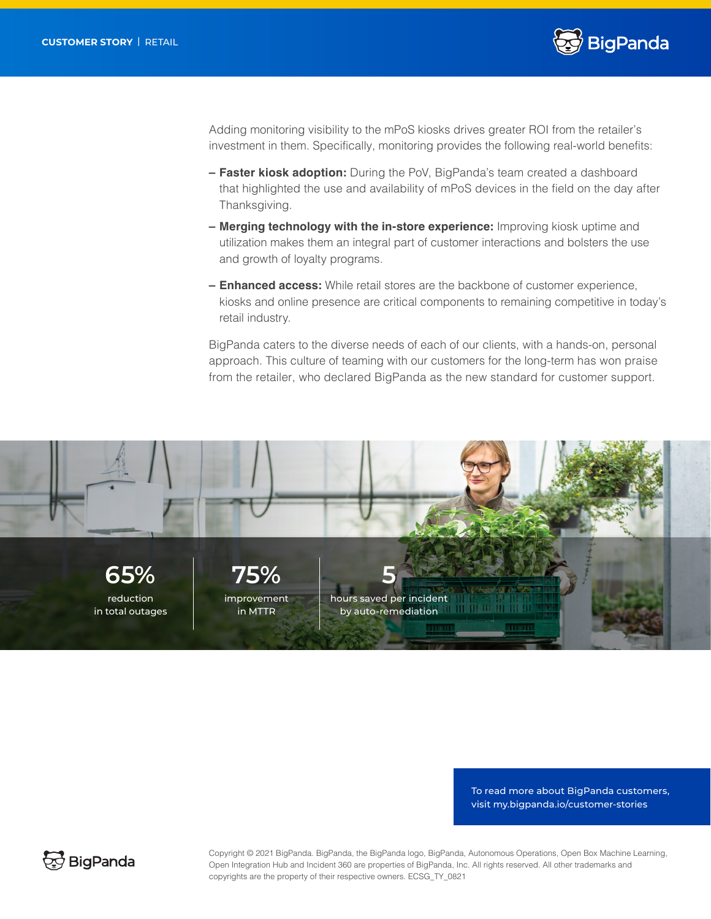Adding monitoring visibility to the mPoS kiosks drives greater ROI from the retailer's investment in them. Specifically, monitoring provides the following real-world benefits:

- **Faster kiosk adoption:** During the PoV, BigPanda's team created a dashboard that highlighted the use and availability of mPoS devices in the field on the day after Thanksgiving.
- **Merging technology with the in-store experience:** Improving kiosk uptime and utilization makes them an integral part of customer interactions and bolsters the use and growth of loyalty programs.
- **Enhanced access:** While retail stores are the backbone of customer experience, kiosks and online presence are critical components to remaining competitive in today's retail industry.

BigPanda caters to the diverse needs of each of our clients, with a hands-on, personal approach. This culture of teaming with our customers for the long-term has won praise from the retailer, who declared BigPanda as the new standard for customer support.

**65%**
reduction in total outages

**75%**
improvement in MTTR

**5**
hours saved per incident by auto-remediation

To read more about BigPanda customers, visit my.bigpanda.io/customer-stories

Copyright © 2021 BigPanda. BigPanda, the BigPanda logo, BigPanda, Autonomous Operations, Open Box Machine Learning, Open Integration Hub and Incident 360 are properties of BigPanda, Inc. All rights reserved. All other trademarks and copyrights are the property of their respective owners. ECSG_TY_0821